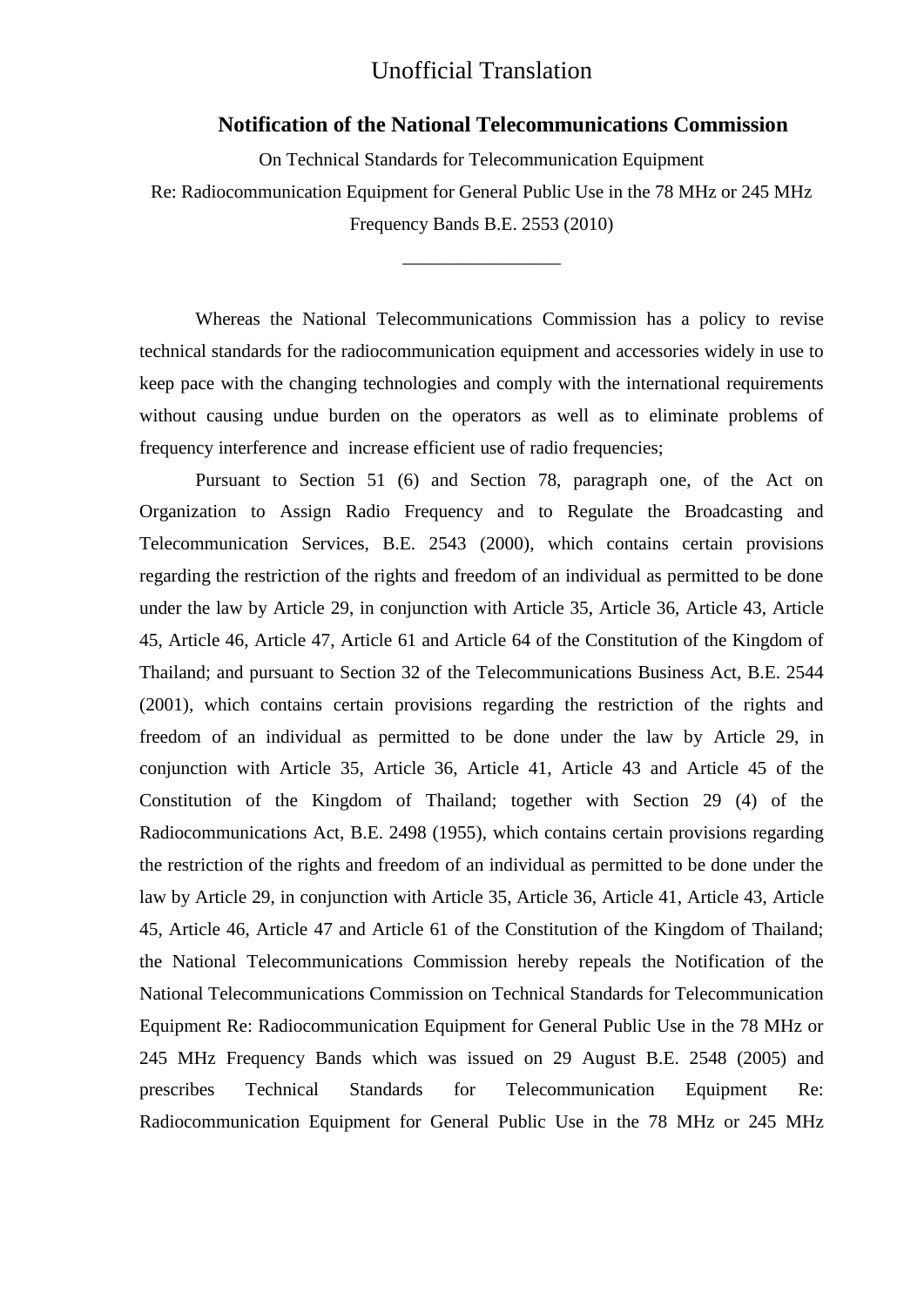Unofficial Translation

**Notification of the National Telecommunications Commission**

On Technical Standards for Telecommunication Equipment

Re: Radiocommunication Equipment for General Public Use in the 78 MHz or 245 MHz Frequency Bands B.E. 2553 (2010)

\_\_\_\_\_\_\_\_\_\_\_\_\_\_\_\_\_

Whereas the National Telecommunications Commission has a policy to revise technical standards for the radiocommunication equipment and accessories widely in use to keep pace with the changing technologies and comply with the international requirements without causing undue burden on the operators as well as to eliminate problems of frequency interference and increase efficient use of radio frequencies;

Pursuant to Section 51 (6) and Section 78, paragraph one, of the Act on Organization to Assign Radio Frequency and to Regulate the Broadcasting and Telecommunication Services, B.E. 2543 (2000), which contains certain provisions regarding the restriction of the rights and freedom of an individual as permitted to be done under the law by Article 29, in conjunction with Article 35, Article 36, Article 43, Article 45, Article 46, Article 47, Article 61 and Article 64 of the Constitution of the Kingdom of Thailand; and pursuant to Section 32 of the Telecommunications Business Act, B.E. 2544 (2001), which contains certain provisions regarding the restriction of the rights and freedom of an individual as permitted to be done under the law by Article 29, in conjunction with Article 35, Article 36, Article 41, Article 43 and Article 45 of the Constitution of the Kingdom of Thailand; together with Section 29 (4) of the Radiocommunications Act, B.E. 2498 (1955), which contains certain provisions regarding the restriction of the rights and freedom of an individual as permitted to be done under the law by Article 29, in conjunction with Article 35, Article 36, Article 41, Article 43, Article 45, Article 46, Article 47 and Article 61 of the Constitution of the Kingdom of Thailand; the National Telecommunications Commission hereby repeals the Notification of the National Telecommunications Commission on Technical Standards for Telecommunication Equipment Re: Radiocommunication Equipment for General Public Use in the 78 MHz or 245 MHz Frequency Bands which was issued on 29 August B.E. 2548 (2005) and prescribes Technical Standards for Telecommunication Equipment Re: Radiocommunication Equipment for General Public Use in the 78 MHz or 245 MHz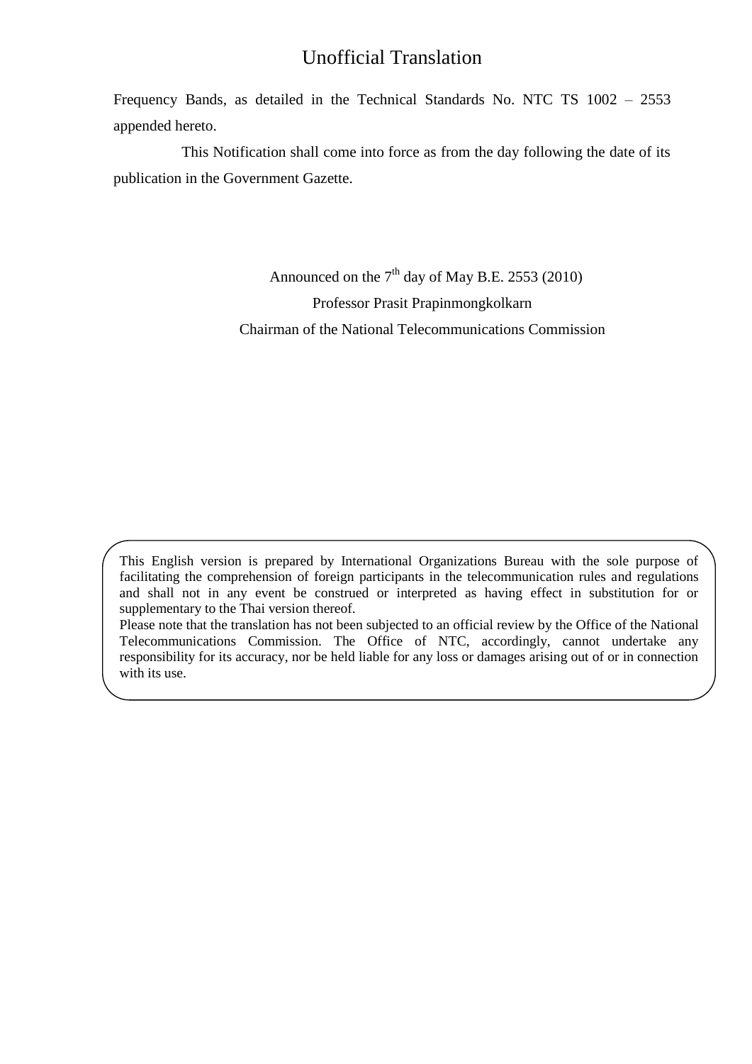# Unofficial Translation

Frequency Bands, as detailed in the Technical Standards No. NTC TS 1002 – 2553 appended hereto.

This Notification shall come into force as from the day following the date of its publication in the Government Gazette.

Announced on the 7th day of May B.E. 2553 (2010)

Professor Prasit Prapinmongkolkarn

Chairman of the National Telecommunications Commission

This English version is prepared by International Organizations Bureau with the sole purpose of facilitating the comprehension of foreign participants in the telecommunication rules and regulations and shall not in any event be construed or interpreted as having effect in substitution for or supplementary to the Thai version thereof.

Please note that the translation has not been subjected to an official review by the Office of the National Telecommunications Commission. The Office of NTC, accordingly, cannot undertake any responsibility for its accuracy, nor be held liable for any loss or damages arising out of or in connection with its use.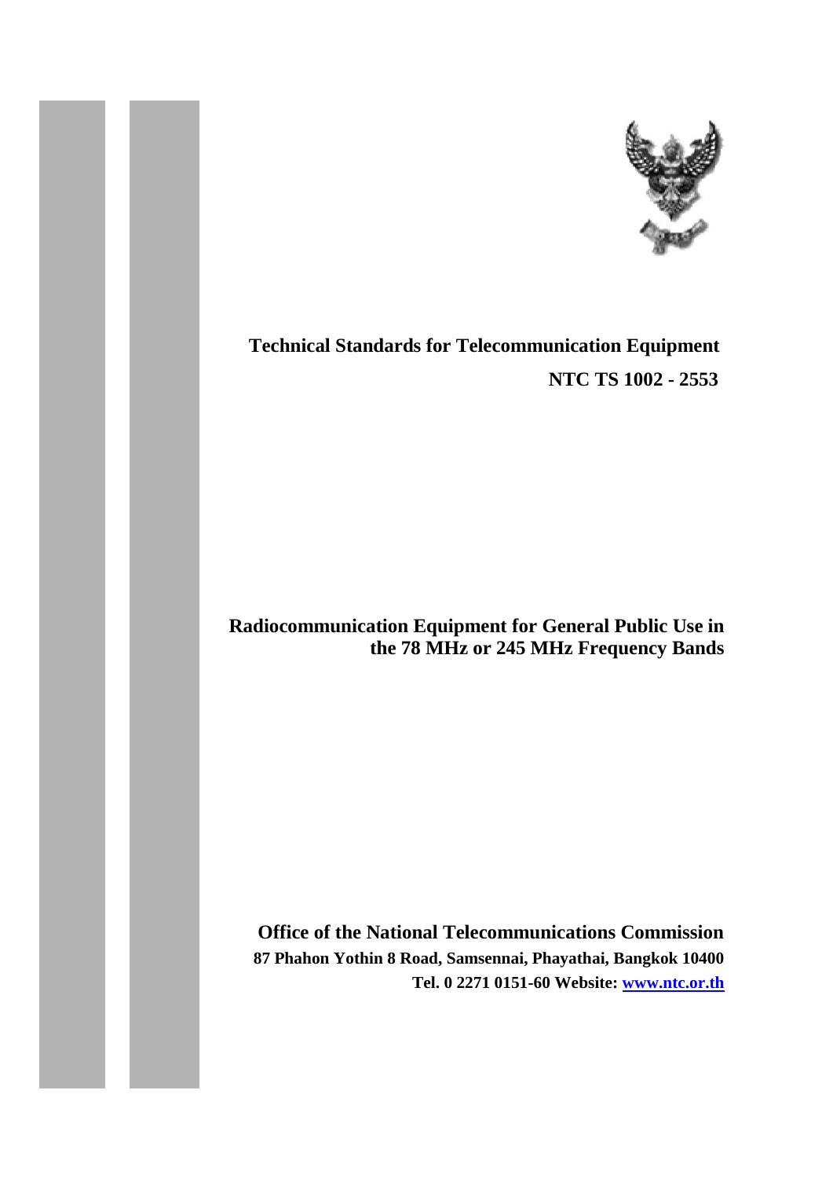# Technical Standards for Telecommunication Equipment

**NTC TS 1002 - 2553**

## Radiocommunication Equipment for General Public Use in the 78 MHz or 245 MHz Frequency Bands

**Office of the National Telecommunications Commission**

**87 Phahon Yothin 8 Road, Samsennai, Phayathai, Bangkok 10400**

**Tel. 0 2271 0151-60 Website: www.ntc.or.th**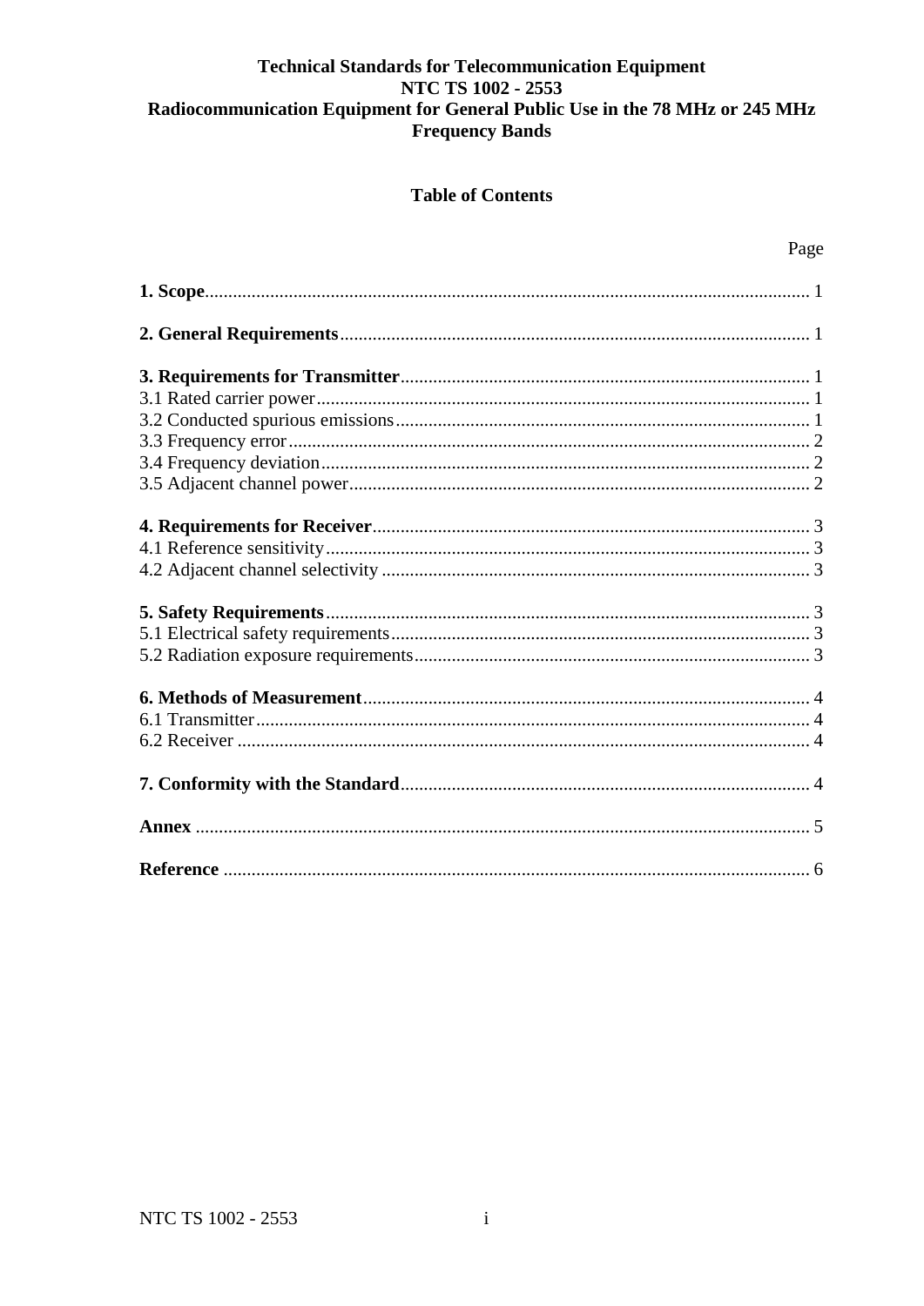**Technical Standards for Telecommunication Equipment**
**NTC TS 1002 - 2553**
**Radiocommunication Equipment for General Public Use in the 78 MHz or 245 MHz Frequency Bands**

## Table of Contents

| | Page |
|---|---|
| **1. Scope** | 1 |
| **2. General Requirements** | 1 |
| **3. Requirements for Transmitter** | 1 |
| 3.1 Rated carrier power | 1 |
| 3.2 Conducted spurious emissions | 1 |
| 3.3 Frequency error | 2 |
| 3.4 Frequency deviation | 2 |
| 3.5 Adjacent channel power | 2 |
| **4. Requirements for Receiver** | 3 |
| 4.1 Reference sensitivity | 3 |
| 4.2 Adjacent channel selectivity | 3 |
| **5. Safety Requirements** | 3 |
| 5.1 Electrical safety requirements | 3 |
| 5.2 Radiation exposure requirements | 3 |
| **6. Methods of Measurement** | 4 |
| 6.1 Transmitter | 4 |
| 6.2 Receiver | 4 |
| **7. Conformity with the Standard** | 4 |
| **Annex** | 5 |
| **Reference** | 6 |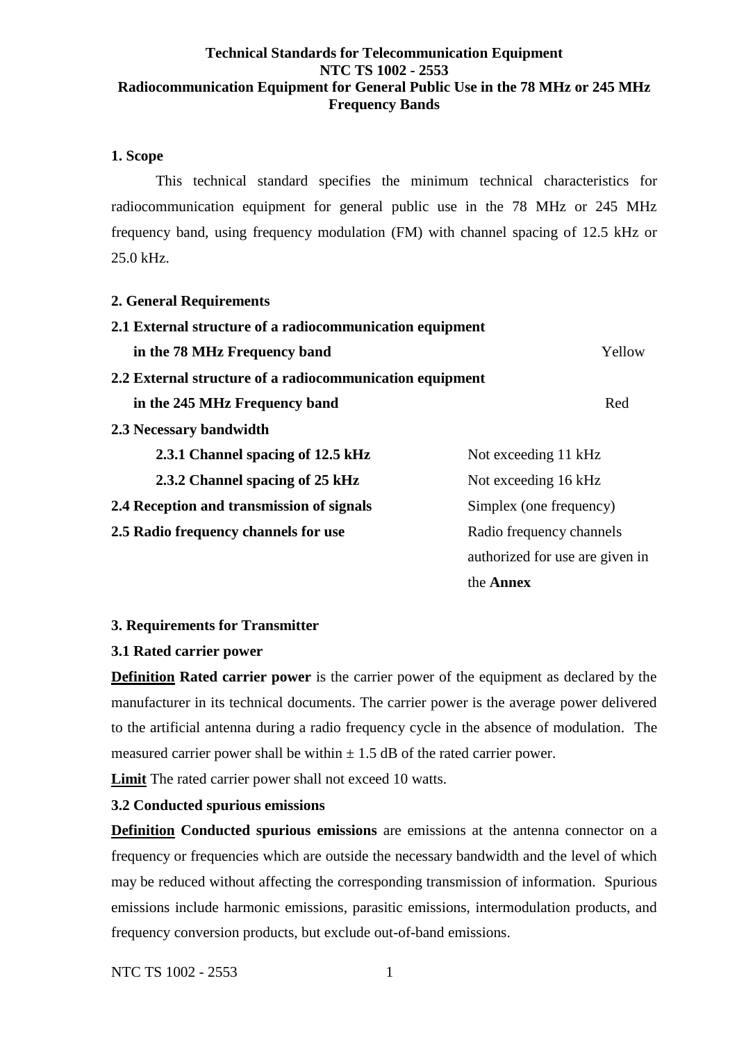**Technical Standards for Telecommunication Equipment**
**NTC TS 1002 - 2553**
**Radiocommunication Equipment for General Public Use in the 78 MHz or 245 MHz Frequency Bands**

### 1. Scope

This technical standard specifies the minimum technical characteristics for radiocommunication equipment for general public use in the 78 MHz or 245 MHz frequency band, using frequency modulation (FM) with channel spacing of 12.5 kHz or 25.0 kHz.

### 2. General Requirements

| | |
|---|---|
| **2.1 External structure of a radiocommunication equipment in the 78 MHz Frequency band** | Yellow |
| **2.2 External structure of a radiocommunication equipment in the 245 MHz Frequency band** | Red |
| **2.3 Necessary bandwidth** | |
| **2.3.1 Channel spacing of 12.5 kHz** | Not exceeding 11 kHz |
| **2.3.2 Channel spacing of 25 kHz** | Not exceeding 16 kHz |
| **2.4 Reception and transmission of signals** | Simplex (one frequency) |
| **2.5 Radio frequency channels for use** | Radio frequency channels authorized for use are given in the **Annex** |

### 3. Requirements for Transmitter

#### 3.1 Rated carrier power

**Definition** **Rated carrier power** is the carrier power of the equipment as declared by the manufacturer in its technical documents. The carrier power is the average power delivered to the artificial antenna during a radio frequency cycle in the absence of modulation. The measured carrier power shall be within ± 1.5 dB of the rated carrier power.

**Limit** The rated carrier power shall not exceed 10 watts.

#### 3.2 Conducted spurious emissions

**Definition** **Conducted spurious emissions** are emissions at the antenna connector on a frequency or frequencies which are outside the necessary bandwidth and the level of which may be reduced without affecting the corresponding transmission of information. Spurious emissions include harmonic emissions, parasitic emissions, intermodulation products, and frequency conversion products, but exclude out-of-band emissions.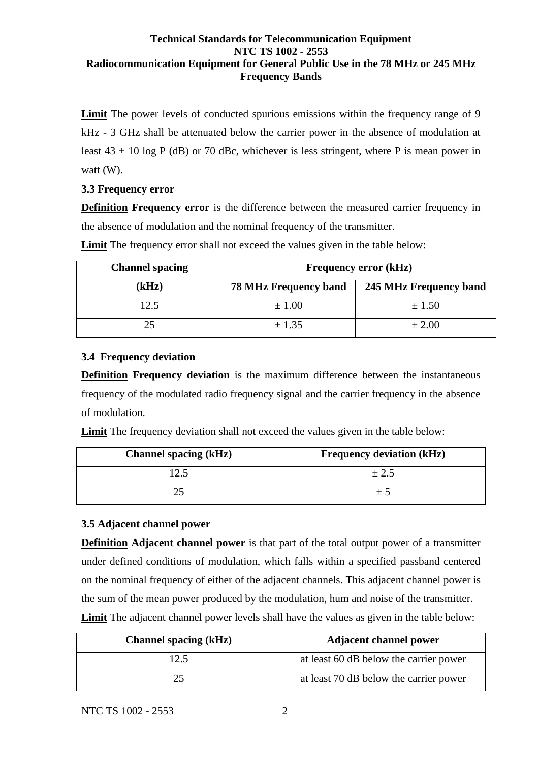**Limit** The power levels of conducted spurious emissions within the frequency range of 9 kHz - 3 GHz shall be attenuated below the carrier power in the absence of modulation at least $43 + 10 \log P$ (dB) or 70 dBc, whichever is less stringent, where P is mean power in watt (W).

### 3.3 Frequency error

**Definition** **Frequency error** is the difference between the measured carrier frequency in the absence of modulation and the nominal frequency of the transmitter.

**Limit** The frequency error shall not exceed the values given in the table below:

| Channel spacing (kHz) | Frequency error (kHz) | |
|---|---|---|
| | 78 MHz Frequency band | 245 MHz Frequency band |
| 12.5 | ± 1.00 | ± 1.50 |
| 25 | ± 1.35 | ± 2.00 |

### 3.4 Frequency deviation

**Definition** **Frequency deviation** is the maximum difference between the instantaneous frequency of the modulated radio frequency signal and the carrier frequency in the absence of modulation.

**Limit** The frequency deviation shall not exceed the values given in the table below:

| Channel spacing (kHz) | Frequency deviation (kHz) |
|---|---|
| 12.5 | ± 2.5 |
| 25 | ± 5 |

### 3.5 Adjacent channel power

**Definition** **Adjacent channel power** is that part of the total output power of a transmitter under defined conditions of modulation, which falls within a specified passband centered on the nominal frequency of either of the adjacent channels. This adjacent channel power is the sum of the mean power produced by the modulation, hum and noise of the transmitter.

**Limit** The adjacent channel power levels shall have the values as given in the table below:

| Channel spacing (kHz) | Adjacent channel power |
|---|---|
| 12.5 | at least 60 dB below the carrier power |
| 25 | at least 70 dB below the carrier power |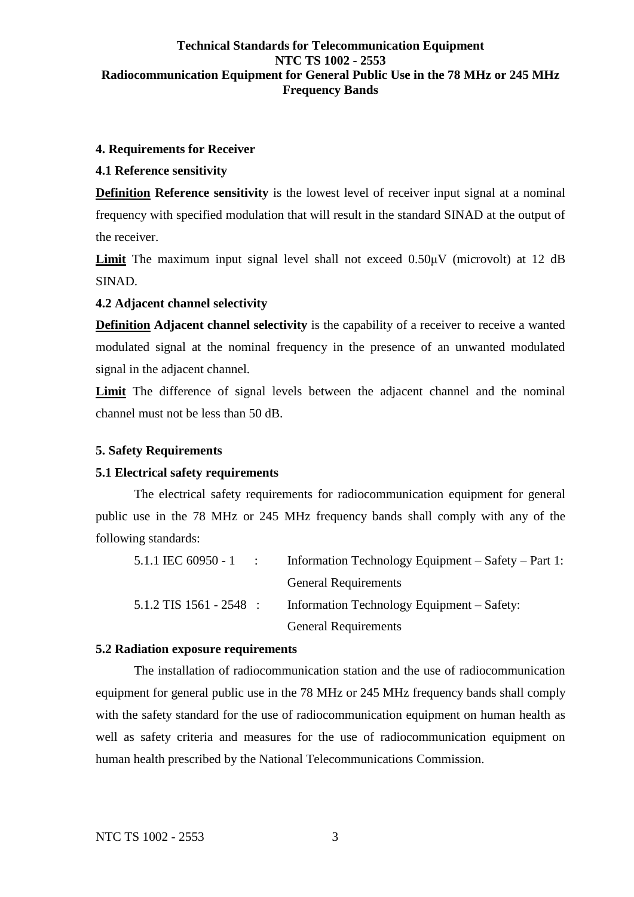## 4. Requirements for Receiver

### 4.1 Reference sensitivity

**Definition** **Reference sensitivity** is the lowest level of receiver input signal at a nominal frequency with specified modulation that will result in the standard SINAD at the output of the receiver.

**Limit** The maximum input signal level shall not exceed 0.50μV (microvolt) at 12 dB SINAD.

### 4.2 Adjacent channel selectivity

**Definition** **Adjacent channel selectivity** is the capability of a receiver to receive a wanted modulated signal at the nominal frequency in the presence of an unwanted modulated signal in the adjacent channel.

**Limit** The difference of signal levels between the adjacent channel and the nominal channel must not be less than 50 dB.

## 5. Safety Requirements

### 5.1 Electrical safety requirements

The electrical safety requirements for radiocommunication equipment for general public use in the 78 MHz or 245 MHz frequency bands shall comply with any of the following standards:

5.1.1 IEC 60950 - 1 : Information Technology Equipment – Safety – Part 1: General Requirements

5.1.2 TIS 1561 - 2548 : Information Technology Equipment – Safety: General Requirements

### 5.2 Radiation exposure requirements

The installation of radiocommunication station and the use of radiocommunication equipment for general public use in the 78 MHz or 245 MHz frequency bands shall comply with the safety standard for the use of radiocommunication equipment on human health as well as safety criteria and measures for the use of radiocommunication equipment on human health prescribed by the National Telecommunications Commission.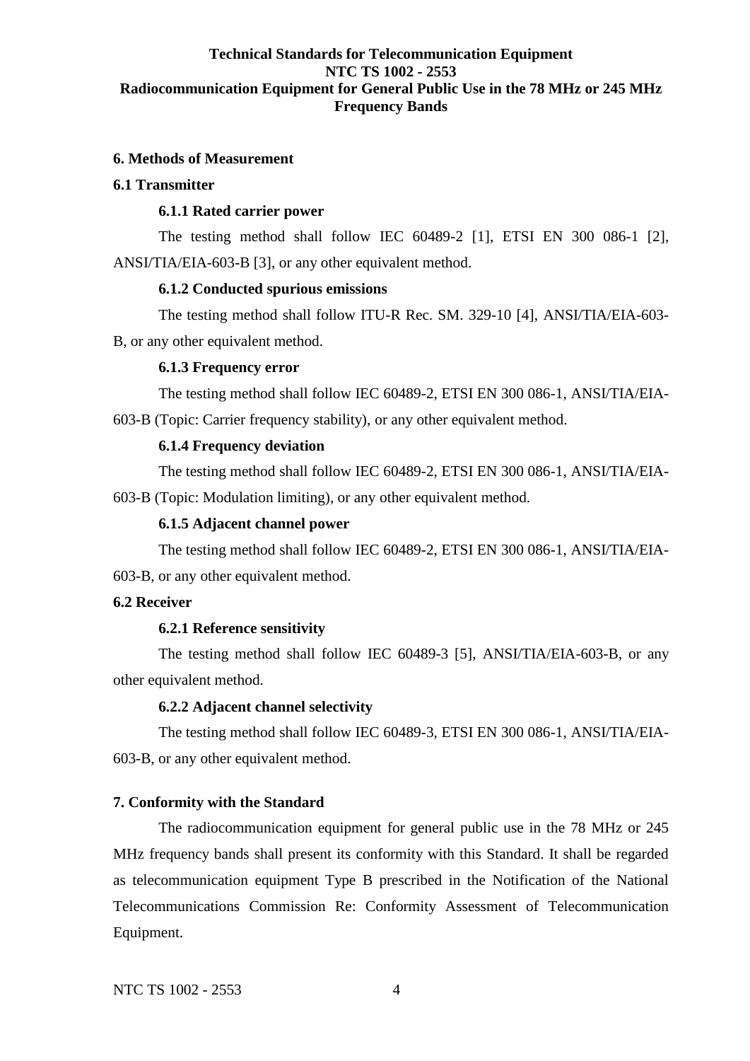## 6. Methods of Measurement

### 6.1 Transmitter

#### 6.1.1 Rated carrier power

The testing method shall follow IEC 60489-2 [1], ETSI EN 300 086-1 [2], ANSI/TIA/EIA-603-B [3], or any other equivalent method.

#### 6.1.2 Conducted spurious emissions

The testing method shall follow ITU-R Rec. SM. 329-10 [4], ANSI/TIA/EIA-603-B, or any other equivalent method.

#### 6.1.3 Frequency error

The testing method shall follow IEC 60489-2, ETSI EN 300 086-1, ANSI/TIA/EIA-603-B (Topic: Carrier frequency stability), or any other equivalent method.

#### 6.1.4 Frequency deviation

The testing method shall follow IEC 60489-2, ETSI EN 300 086-1, ANSI/TIA/EIA-603-B (Topic: Modulation limiting), or any other equivalent method.

#### 6.1.5 Adjacent channel power

The testing method shall follow IEC 60489-2, ETSI EN 300 086-1, ANSI/TIA/EIA-603-B, or any other equivalent method.

### 6.2 Receiver

#### 6.2.1 Reference sensitivity

The testing method shall follow IEC 60489-3 [5], ANSI/TIA/EIA-603-B, or any other equivalent method.

#### 6.2.2 Adjacent channel selectivity

The testing method shall follow IEC 60489-3, ETSI EN 300 086-1, ANSI/TIA/EIA-603-B, or any other equivalent method.

## 7. Conformity with the Standard

The radiocommunication equipment for general public use in the 78 MHz or 245 MHz frequency bands shall present its conformity with this Standard. It shall be regarded as telecommunication equipment Type B prescribed in the Notification of the National Telecommunications Commission Re: Conformity Assessment of Telecommunication Equipment.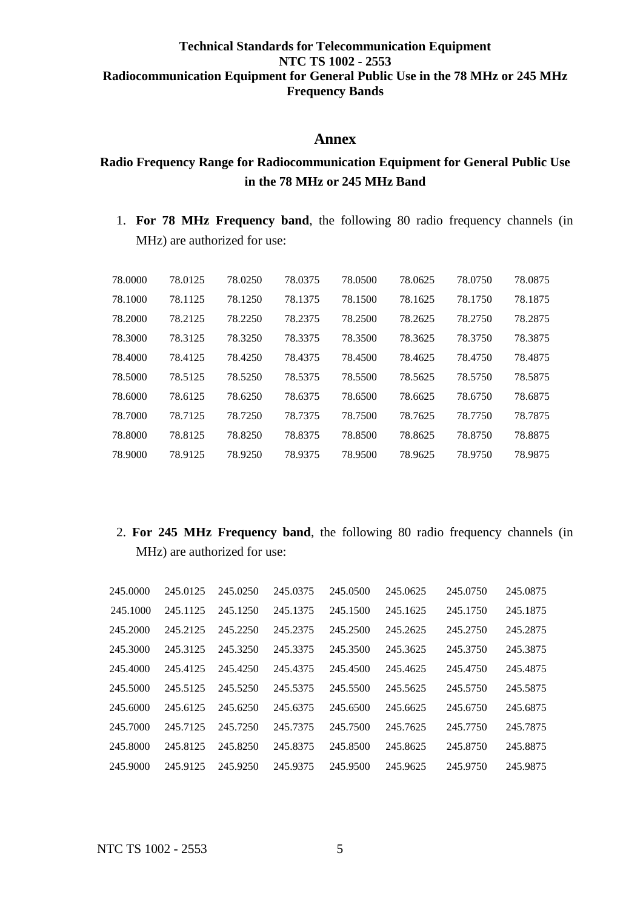**Technical Standards for Telecommunication Equipment**
**NTC TS 1002 - 2553**
**Radiocommunication Equipment for General Public Use in the 78 MHz or 245 MHz Frequency Bands**

## Annex

### Radio Frequency Range for Radiocommunication Equipment for General Public Use in the 78 MHz or 245 MHz Band

1. **For 78 MHz Frequency band**, the following 80 radio frequency channels (in MHz) are authorized for use:

| | | | | | | | |
|---|---|---|---|---|---|---|---|
| 78.0000 | 78.0125 | 78.0250 | 78.0375 | 78.0500 | 78.0625 | 78.0750 | 78.0875 |
| 78.1000 | 78.1125 | 78.1250 | 78.1375 | 78.1500 | 78.1625 | 78.1750 | 78.1875 |
| 78.2000 | 78.2125 | 78.2250 | 78.2375 | 78.2500 | 78.2625 | 78.2750 | 78.2875 |
| 78.3000 | 78.3125 | 78.3250 | 78.3375 | 78.3500 | 78.3625 | 78.3750 | 78.3875 |
| 78.4000 | 78.4125 | 78.4250 | 78.4375 | 78.4500 | 78.4625 | 78.4750 | 78.4875 |
| 78.5000 | 78.5125 | 78.5250 | 78.5375 | 78.5500 | 78.5625 | 78.5750 | 78.5875 |
| 78.6000 | 78.6125 | 78.6250 | 78.6375 | 78.6500 | 78.6625 | 78.6750 | 78.6875 |
| 78.7000 | 78.7125 | 78.7250 | 78.7375 | 78.7500 | 78.7625 | 78.7750 | 78.7875 |
| 78.8000 | 78.8125 | 78.8250 | 78.8375 | 78.8500 | 78.8625 | 78.8750 | 78.8875 |
| 78.9000 | 78.9125 | 78.9250 | 78.9375 | 78.9500 | 78.9625 | 78.9750 | 78.9875 |

2. **For 245 MHz Frequency band**, the following 80 radio frequency channels (in MHz) are authorized for use:

| | | | | | | | |
|---|---|---|---|---|---|---|---|
| 245.0000 | 245.0125 | 245.0250 | 245.0375 | 245.0500 | 245.0625 | 245.0750 | 245.0875 |
| 245.1000 | 245.1125 | 245.1250 | 245.1375 | 245.1500 | 245.1625 | 245.1750 | 245.1875 |
| 245.2000 | 245.2125 | 245.2250 | 245.2375 | 245.2500 | 245.2625 | 245.2750 | 245.2875 |
| 245.3000 | 245.3125 | 245.3250 | 245.3375 | 245.3500 | 245.3625 | 245.3750 | 245.3875 |
| 245.4000 | 245.4125 | 245.4250 | 245.4375 | 245.4500 | 245.4625 | 245.4750 | 245.4875 |
| 245.5000 | 245.5125 | 245.5250 | 245.5375 | 245.5500 | 245.5625 | 245.5750 | 245.5875 |
| 245.6000 | 245.6125 | 245.6250 | 245.6375 | 245.6500 | 245.6625 | 245.6750 | 245.6875 |
| 245.7000 | 245.7125 | 245.7250 | 245.7375 | 245.7500 | 245.7625 | 245.7750 | 245.7875 |
| 245.8000 | 245.8125 | 245.8250 | 245.8375 | 245.8500 | 245.8625 | 245.8750 | 245.8875 |
| 245.9000 | 245.9125 | 245.9250 | 245.9375 | 245.9500 | 245.9625 | 245.9750 | 245.9875 |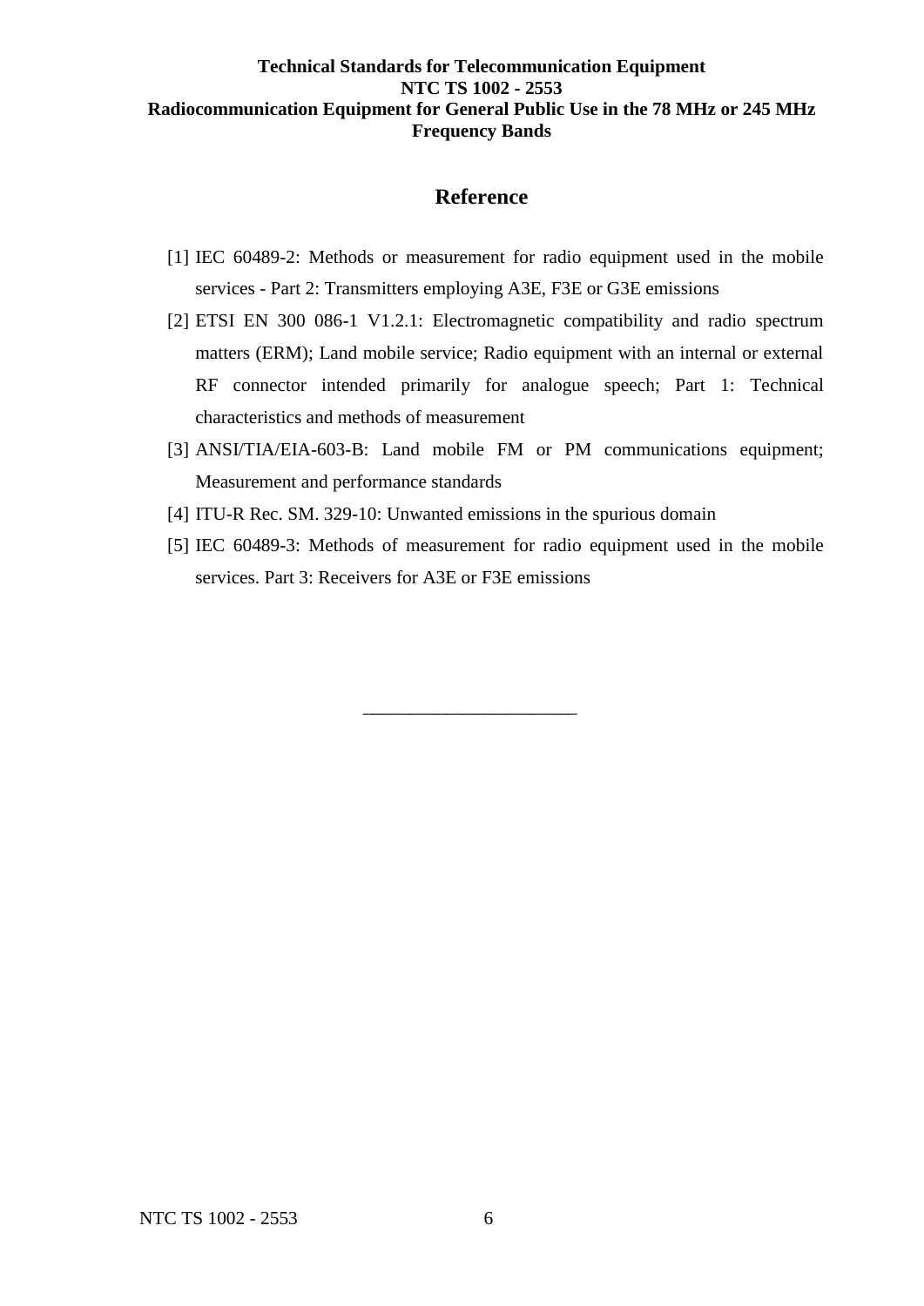## Reference

[1] IEC 60489-2: Methods or measurement for radio equipment used in the mobile services - Part 2: Transmitters employing A3E, F3E or G3E emissions

[2] ETSI EN 300 086-1 V1.2.1: Electromagnetic compatibility and radio spectrum matters (ERM); Land mobile service; Radio equipment with an internal or external RF connector intended primarily for analogue speech; Part 1: Technical characteristics and methods of measurement

[3] ANSI/TIA/EIA-603-B: Land mobile FM or PM communications equipment; Measurement and performance standards

[4] ITU-R Rec. SM. 329-10: Unwanted emissions in the spurious domain

[5] IEC 60489-3: Methods of measurement for radio equipment used in the mobile services. Part 3: Receivers for A3E or F3E emissions

_______________________